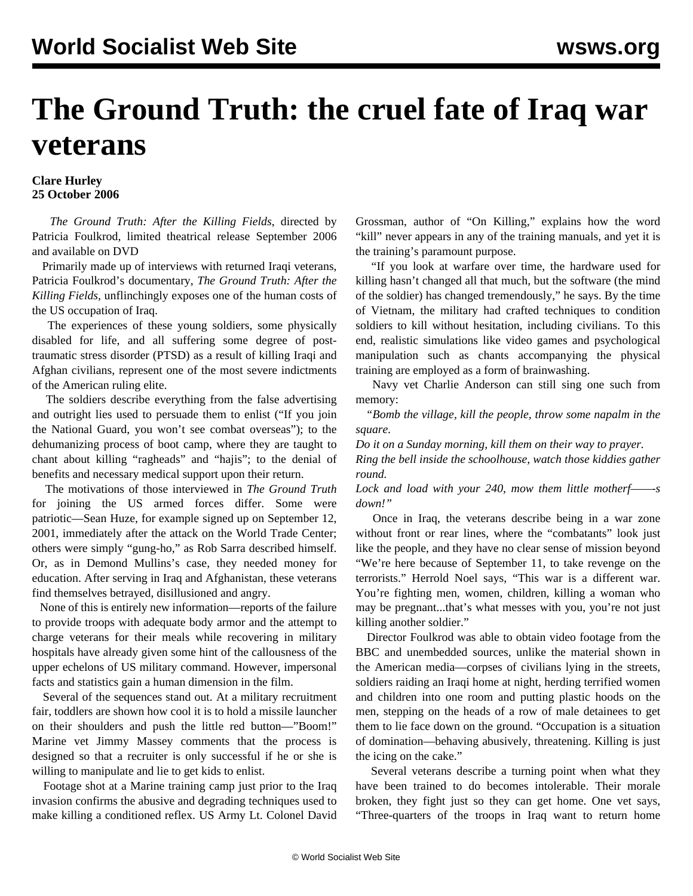# The Ground Truth: the cruel fate of Iraq war veterans

**Clare Hurley**
**25 October 2006**

*The Ground Truth: After the Killing Fields*, directed by Patricia Foulkrod, limited theatrical release September 2006 and available on DVD

Primarily made up of interviews with returned Iraqi veterans, Patricia Foulkrod's documentary, *The Ground Truth: After the Killing Fields*, unflinchingly exposes one of the human costs of the US occupation of Iraq.

The experiences of these young soldiers, some physically disabled for life, and all suffering some degree of post-traumatic stress disorder (PTSD) as a result of killing Iraqi and Afghan civilians, represent one of the most severe indictments of the American ruling elite.

The soldiers describe everything from the false advertising and outright lies used to persuade them to enlist ("If you join the National Guard, you won't see combat overseas"); to the dehumanizing process of boot camp, where they are taught to chant about killing "ragheads" and "hajis"; to the denial of benefits and necessary medical support upon their return.

The motivations of those interviewed in *The Ground Truth* for joining the US armed forces differ. Some were patriotic—Sean Huze, for example signed up on September 12, 2001, immediately after the attack on the World Trade Center; others were simply "gung-ho," as Rob Sarra described himself. Or, as in Demond Mullins's case, they needed money for education. After serving in Iraq and Afghanistan, these veterans find themselves betrayed, disillusioned and angry.

None of this is entirely new information—reports of the failure to provide troops with adequate body armor and the attempt to charge veterans for their meals while recovering in military hospitals have already given some hint of the callousness of the upper echelons of US military command. However, impersonal facts and statistics gain a human dimension in the film.

Several of the sequences stand out. At a military recruitment fair, toddlers are shown how cool it is to hold a missile launcher on their shoulders and push the little red button—"Boom!" Marine vet Jimmy Massey comments that the process is designed so that a recruiter is only successful if he or she is willing to manipulate and lie to get kids to enlist.

Footage shot at a Marine training camp just prior to the Iraq invasion confirms the abusive and degrading techniques used to make killing a conditioned reflex. US Army Lt. Colonel David Grossman, author of "On Killing," explains how the word "kill" never appears in any of the training manuals, and yet it is the training's paramount purpose.

"If you look at warfare over time, the hardware used for killing hasn't changed all that much, but the software (the mind of the soldier) has changed tremendously," he says. By the time of Vietnam, the military had crafted techniques to condition soldiers to kill without hesitation, including civilians. To this end, realistic simulations like video games and psychological manipulation such as chants accompanying the physical training are employed as a form of brainwashing.

Navy vet Charlie Anderson can still sing one such from memory:

"*Bomb the village, kill the people, throw some napalm in the square.*
*Do it on a Sunday morning, kill them on their way to prayer.*
*Ring the bell inside the schoolhouse, watch those kiddies gather round.*
*Lock and load with your 240, mow them little motherf——-s down!"*

Once in Iraq, the veterans describe being in a war zone without front or rear lines, where the "combatants" look just like the people, and they have no clear sense of mission beyond "We're here because of September 11, to take revenge on the terrorists." Herrold Noel says, "This war is a different war. You're fighting men, women, children, killing a woman who may be pregnant...that's what messes with you, you're not just killing another soldier."

Director Foulkrod was able to obtain video footage from the BBC and unembedded sources, unlike the material shown in the American media—corpses of civilians lying in the streets, soldiers raiding an Iraqi home at night, herding terrified women and children into one room and putting plastic hoods on the men, stepping on the heads of a row of male detainees to get them to lie face down on the ground. "Occupation is a situation of domination—behaving abusively, threatening. Killing is just the icing on the cake."

Several veterans describe a turning point when what they have been trained to do becomes intolerable. Their morale broken, they fight just so they can get home. One vet says, "Three-quarters of the troops in Iraq want to return home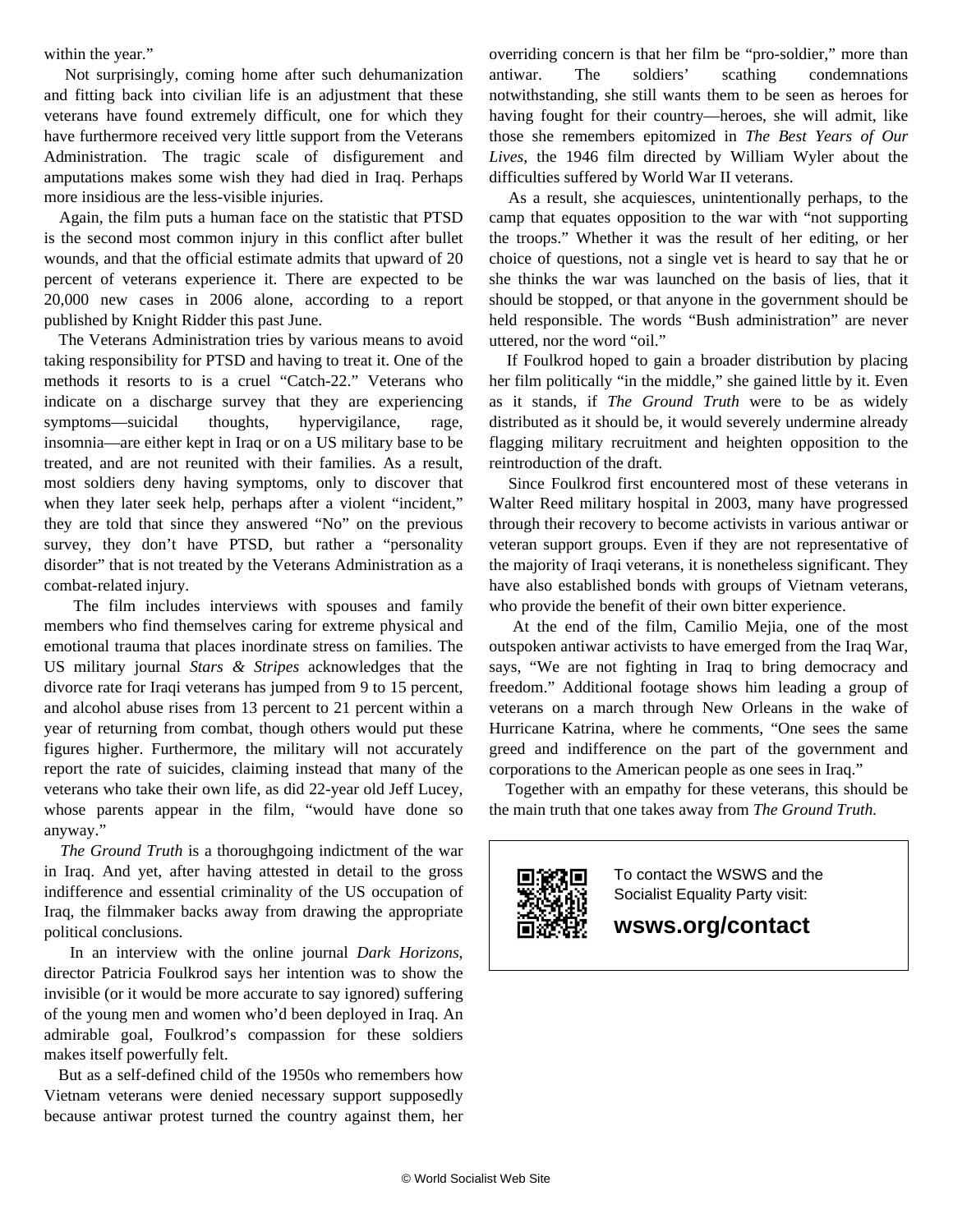within the year."

Not surprisingly, coming home after such dehumanization and fitting back into civilian life is an adjustment that these veterans have found extremely difficult, one for which they have furthermore received very little support from the Veterans Administration. The tragic scale of disfigurement and amputations makes some wish they had died in Iraq. Perhaps more insidious are the less-visible injuries.

Again, the film puts a human face on the statistic that PTSD is the second most common injury in this conflict after bullet wounds, and that the official estimate admits that upward of 20 percent of veterans experience it. There are expected to be 20,000 new cases in 2006 alone, according to a report published by Knight Ridder this past June.

The Veterans Administration tries by various means to avoid taking responsibility for PTSD and having to treat it. One of the methods it resorts to is a cruel "Catch-22." Veterans who indicate on a discharge survey that they are experiencing symptoms—suicidal thoughts, hypervigilance, rage, insomnia—are either kept in Iraq or on a US military base to be treated, and are not reunited with their families. As a result, most soldiers deny having symptoms, only to discover that when they later seek help, perhaps after a violent "incident," they are told that since they answered "No" on the previous survey, they don't have PTSD, but rather a "personality disorder" that is not treated by the Veterans Administration as a combat-related injury.

The film includes interviews with spouses and family members who find themselves caring for extreme physical and emotional trauma that places inordinate stress on families. The US military journal *Stars & Stripes* acknowledges that the divorce rate for Iraqi veterans has jumped from 9 to 15 percent, and alcohol abuse rises from 13 percent to 21 percent within a year of returning from combat, though others would put these figures higher. Furthermore, the military will not accurately report the rate of suicides, claiming instead that many of the veterans who take their own life, as did 22-year old Jeff Lucey, whose parents appear in the film, "would have done so anyway."

*The Ground Truth* is a thoroughgoing indictment of the war in Iraq. And yet, after having attested in detail to the gross indifference and essential criminality of the US occupation of Iraq, the filmmaker backs away from drawing the appropriate political conclusions.

In an interview with the online journal *Dark Horizons*, director Patricia Foulkrod says her intention was to show the invisible (or it would be more accurate to say ignored) suffering of the young men and women who'd been deployed in Iraq. An admirable goal, Foulkrod's compassion for these soldiers makes itself powerfully felt.

But as a self-defined child of the 1950s who remembers how Vietnam veterans were denied necessary support supposedly because antiwar protest turned the country against them, her overriding concern is that her film be "pro-soldier," more than antiwar. The soldiers' scathing condemnations notwithstanding, she still wants them to be seen as heroes for having fought for their country—heroes, she will admit, like those she remembers epitomized in *The Best Years of Our Lives*, the 1946 film directed by William Wyler about the difficulties suffered by World War II veterans.

As a result, she acquiesces, unintentionally perhaps, to the camp that equates opposition to the war with "not supporting the troops." Whether it was the result of her editing, or her choice of questions, not a single vet is heard to say that he or she thinks the war was launched on the basis of lies, that it should be stopped, or that anyone in the government should be held responsible. The words "Bush administration" are never uttered, nor the word "oil."

If Foulkrod hoped to gain a broader distribution by placing her film politically "in the middle," she gained little by it. Even as it stands, if *The Ground Truth* were to be as widely distributed as it should be, it would severely undermine already flagging military recruitment and heighten opposition to the reintroduction of the draft.

Since Foulkrod first encountered most of these veterans in Walter Reed military hospital in 2003, many have progressed through their recovery to become activists in various antiwar or veteran support groups. Even if they are not representative of the majority of Iraqi veterans, it is nonetheless significant. They have also established bonds with groups of Vietnam veterans, who provide the benefit of their own bitter experience.

At the end of the film, Camilio Mejia, one of the most outspoken antiwar activists to have emerged from the Iraq War, says, "We are not fighting in Iraq to bring democracy and freedom." Additional footage shows him leading a group of veterans on a march through New Orleans in the wake of Hurricane Katrina, where he comments, "One sees the same greed and indifference on the part of the government and corporations to the American people as one sees in Iraq."

Together with an empathy for these veterans, this should be the main truth that one takes away from *The Ground Truth.*

To contact the WSWS and the Socialist Equality Party visit:

**wsws.org/contact**